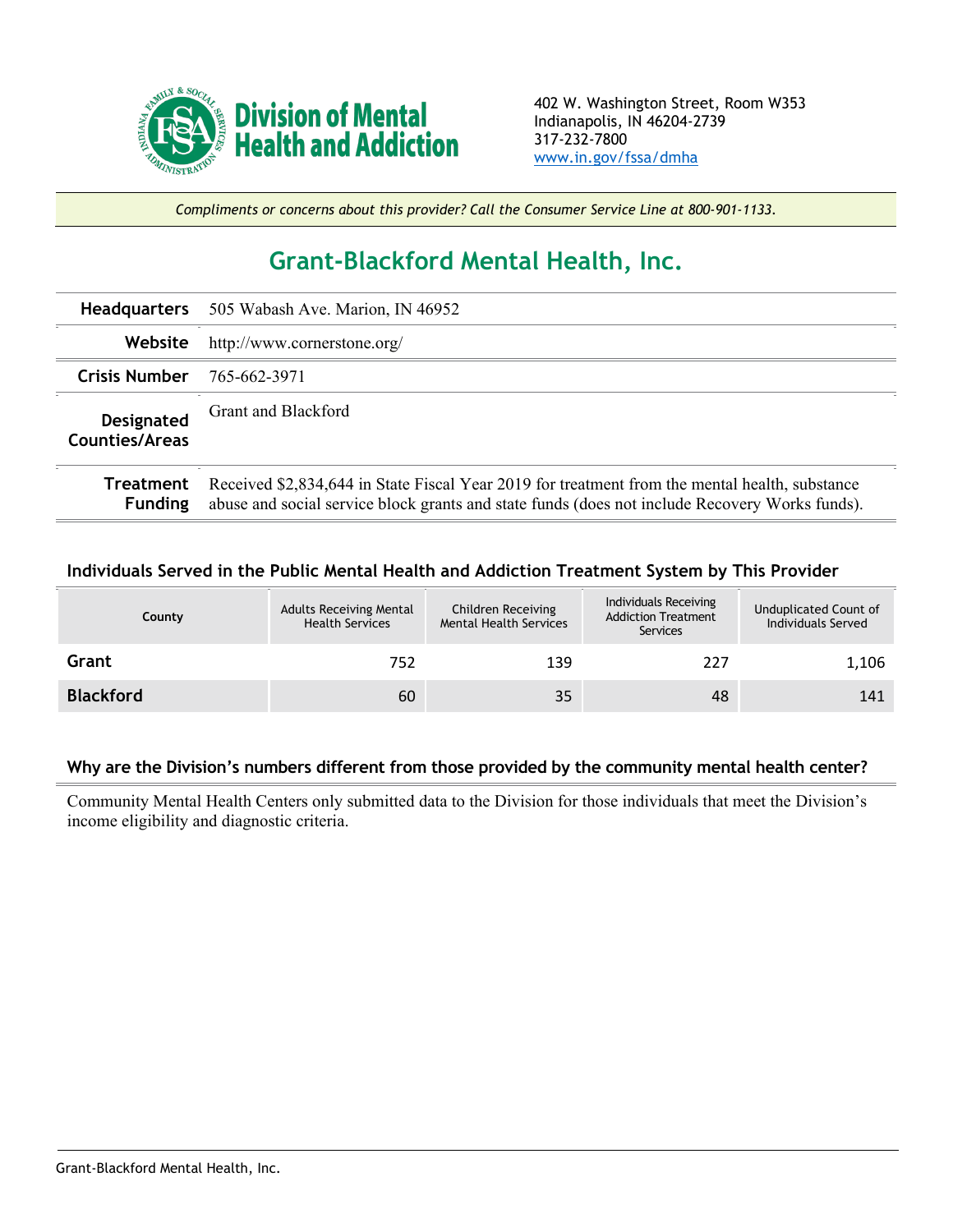Division of Mental Health and Addiction

402 W. Washington Street, Room W353
Indianapolis, IN 46204-2739
317-232-7800
www.in.gov/fssa/dmha

*Compliments or concerns about this provider? Call the Consumer Service Line at 800-901-1133.*

# Grant-Blackford Mental Health, Inc.

| | |
|---|---|
| **Headquarters** | 505 Wabash Ave. Marion, IN 46952 |
| **Website** | http://www.cornerstone.org/ |
| **Crisis Number** | 765-662-3971 |
| **Designated Counties/Areas** | Grant and Blackford |
| **Treatment Funding** | Received $2,834,644 in State Fiscal Year 2019 for treatment from the mental health, substance abuse and social service block grants and state funds (does not include Recovery Works funds). |

### Individuals Served in the Public Mental Health and Addiction Treatment System by This Provider

| County | Adults Receiving Mental Health Services | Children Receiving Mental Health Services | Individuals Receiving Addiction Treatment Services | Unduplicated Count of Individuals Served |
|---|---|---|---|---|
| **Grant** | 752 | 139 | 227 | 1,106 |
| **Blackford** | 60 | 35 | 48 | 141 |

### Why are the Division's numbers different from those provided by the community mental health center?

Community Mental Health Centers only submitted data to the Division for those individuals that meet the Division's income eligibility and diagnostic criteria.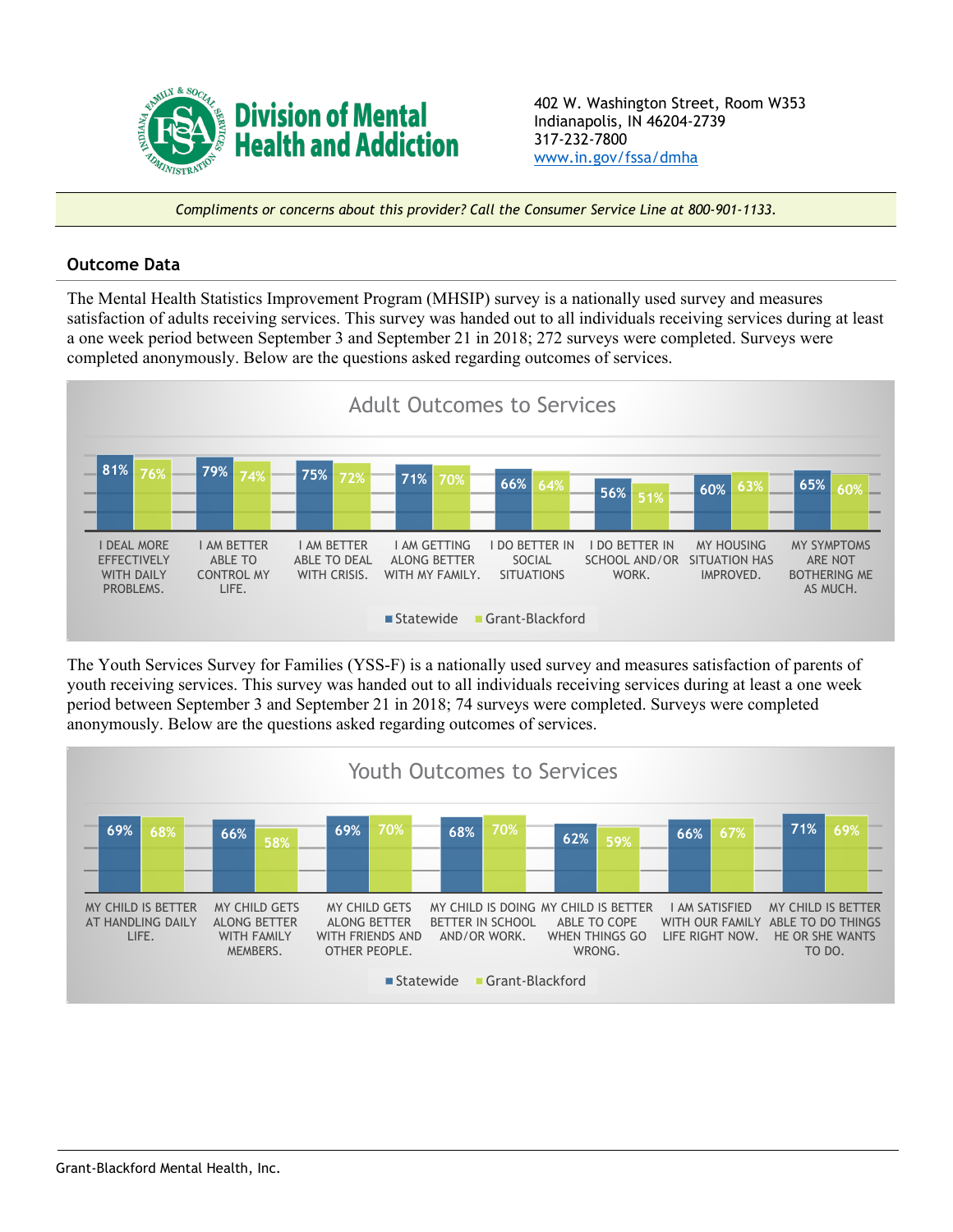Division of Mental Health and Addiction

402 W. Washington Street, Room W353
Indianapolis, IN 46204-2739
317-232-7800
www.in.gov/fssa/dmha

*Compliments or concerns about this provider? Call the Consumer Service Line at 800-901-1133.*

## Outcome Data

The Mental Health Statistics Improvement Program (MHSIP) survey is a nationally used survey and measures satisfaction of adults receiving services. This survey was handed out to all individuals receiving services during at least a one week period between September 3 and September 21 in 2018; 272 surveys were completed. Surveys were completed anonymously. Below are the questions asked regarding outcomes of services.

Adult Outcomes to Services

81% 76%
I DEAL MORE EFFECTIVELY WITH DAILY PROBLEMS.

79% 74%
I AM BETTER ABLE TO CONTROL MY LIFE.

75% 72%
I AM BETTER ABLE TO DEAL WITH CRISIS.

71% 70%
I AM GETTING ALONG BETTER WITH MY FAMILY.

66% 64%
I DO BETTER IN SOCIAL SITUATIONS

56% 51%
I DO BETTER IN SCHOOL AND/OR WORK.

60% 63%
MY HOUSING SITUATION HAS IMPROVED.

65% 60%
MY SYMPTOMS ARE NOT BOTHERING ME AS MUCH.

Statewide
Grant-Blackford

The Youth Services Survey for Families (YSS-F) is a nationally used survey and measures satisfaction of parents of youth receiving services. This survey was handed out to all individuals receiving services during at least a one week period between September 3 and September 21 in 2018; 74 surveys were completed. Surveys were completed anonymously. Below are the questions asked regarding outcomes of services.

Youth Outcomes to Services

69% 68%
MY CHILD IS BETTER AT HANDLING DAILY LIFE.

66% 58%
MY CHILD GETS ALONG BETTER WITH FAMILY MEMBERS.

69% 70%
MY CHILD GETS ALONG BETTER WITH FRIENDS AND OTHER PEOPLE.

68% 70%
MY CHILD IS DOING BETTER IN SCHOOL AND/OR WORK.

62% 59%
MY CHILD IS BETTER ABLE TO COPE WHEN THINGS GO WRONG.

66% 67%
I AM SATISFIED WITH OUR FAMILY LIFE RIGHT NOW.

71% 69%
MY CHILD IS BETTER ABLE TO DO THINGS HE OR SHE WANTS TO DO.

Statewide
Grant-Blackford